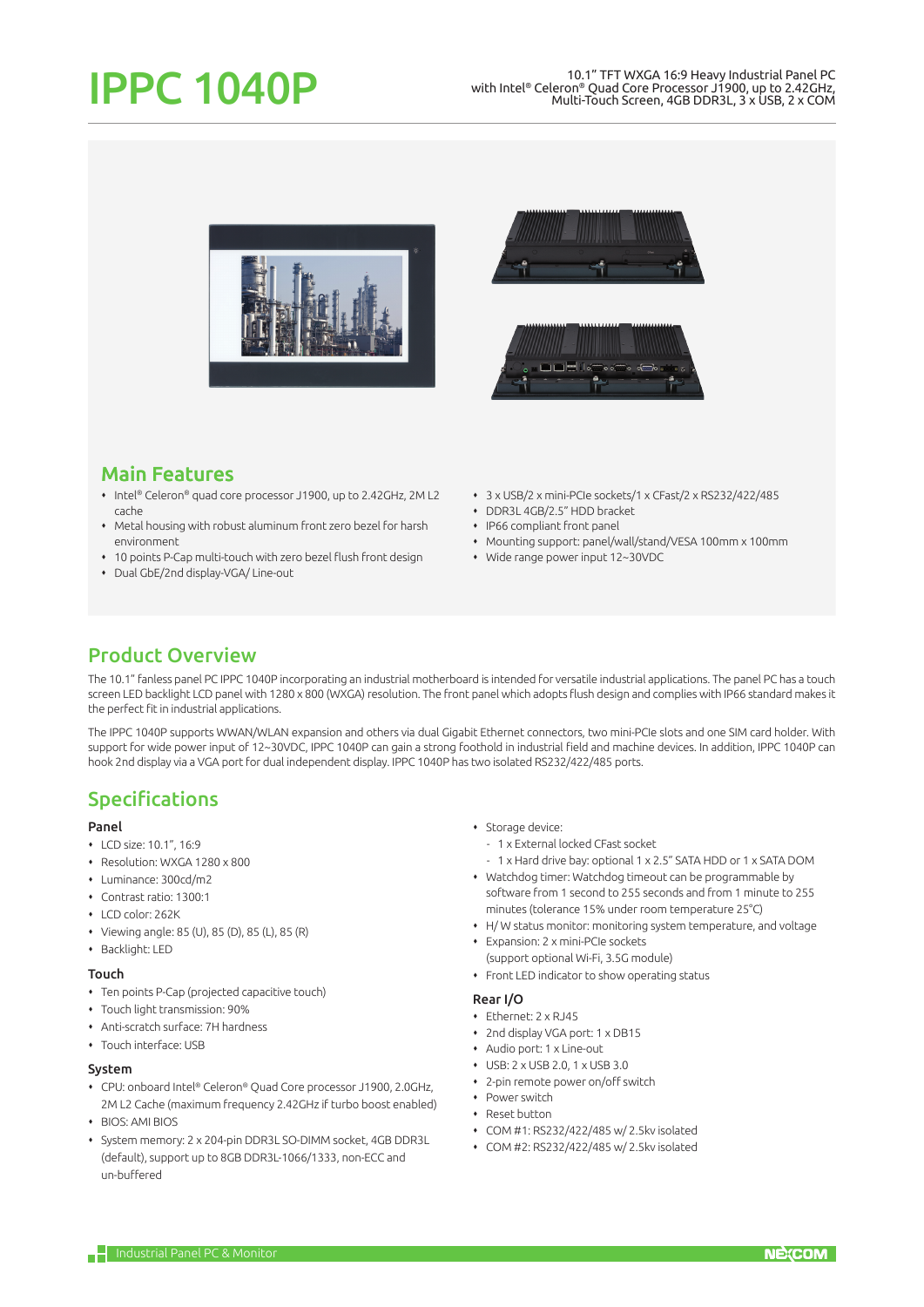# IPPC 1040P

10.1" TFT WXGA 16:9 Heavy Industrial Panel PC
with Intel® Celeron® Quad Core Processor J1900, up to 2.42GHz,
Multi-Touch Screen, 4GB DDR3L, 3 x USB, 2 x COM

## Main Features

- Intel® Celeron® quad core processor J1900, up to 2.42GHz, 2M L2 cache
- Metal housing with robust aluminum front zero bezel for harsh environment
- 10 points P-Cap multi-touch with zero bezel flush front design
- Dual GbE/2nd display-VGA/ Line-out
- 3 x USB/2 x mini-PCIe sockets/1 x CFast/2 x RS232/422/485
- DDR3L 4GB/2.5" HDD bracket
- IP66 compliant front panel
- Mounting support: panel/wall/stand/VESA 100mm x 100mm
- Wide range power input 12~30VDC

## Product Overview

The 10.1" fanless panel PC IPPC 1040P incorporating an industrial motherboard is intended for versatile industrial applications. The panel PC has a touch screen LED backlight LCD panel with 1280 x 800 (WXGA) resolution. The front panel which adopts flush design and complies with IP66 standard makes it the perfect fit in industrial applications.

The IPPC 1040P supports WWAN/WLAN expansion and others via dual Gigabit Ethernet connectors, two mini-PCIe slots and one SIM card holder. With support for wide power input of 12~30VDC, IPPC 1040P can gain a strong foothold in industrial field and machine devices. In addition, IPPC 1040P can hook 2nd display via a VGA port for dual independent display. IPPC 1040P has two isolated RS232/422/485 ports.

## Specifications

### Panel

- LCD size: 10.1", 16:9
- Resolution: WXGA 1280 x 800
- Luminance: 300cd/m2
- Contrast ratio: 1300:1
- LCD color: 262K
- Viewing angle: 85 (U), 85 (D), 85 (L), 85 (R)
- Backlight: LED

### Touch

- Ten points P-Cap (projected capacitive touch)
- Touch light transmission: 90%
- Anti-scratch surface: 7H hardness
- Touch interface: USB

### System

- CPU: onboard Intel® Celeron® Quad Core processor J1900, 2.0GHz, 2M L2 Cache (maximum frequency 2.42GHz if turbo boost enabled)
- BIOS: AMI BIOS
- System memory: 2 x 204-pin DDR3L SO-DIMM socket, 4GB DDR3L (default), support up to 8GB DDR3L-1066/1333, non-ECC and un-buffered
- Storage device:
  - 1 x External locked CFast socket
  - 1 x Hard drive bay: optional 1 x 2.5" SATA HDD or 1 x SATA DOM
- Watchdog timer: Watchdog timeout can be programmable by software from 1 second to 255 seconds and from 1 minute to 255 minutes (tolerance 15% under room temperature 25°C)
- H/ W status monitor: monitoring system temperature, and voltage
- Expansion: 2 x mini-PCIe sockets (support optional Wi-Fi, 3.5G module)
- Front LED indicator to show operating status

### Rear I/O

- Ethernet: 2 x RJ45
- 2nd display VGA port: 1 x DB15
- Audio port: 1 x Line-out
- USB: 2 x USB 2.0, 1 x USB 3.0
- 2-pin remote power on/off switch
- Power switch
- Reset button
- COM #1: RS232/422/485 w/ 2.5kv isolated
- COM #2: RS232/422/485 w/ 2.5kv isolated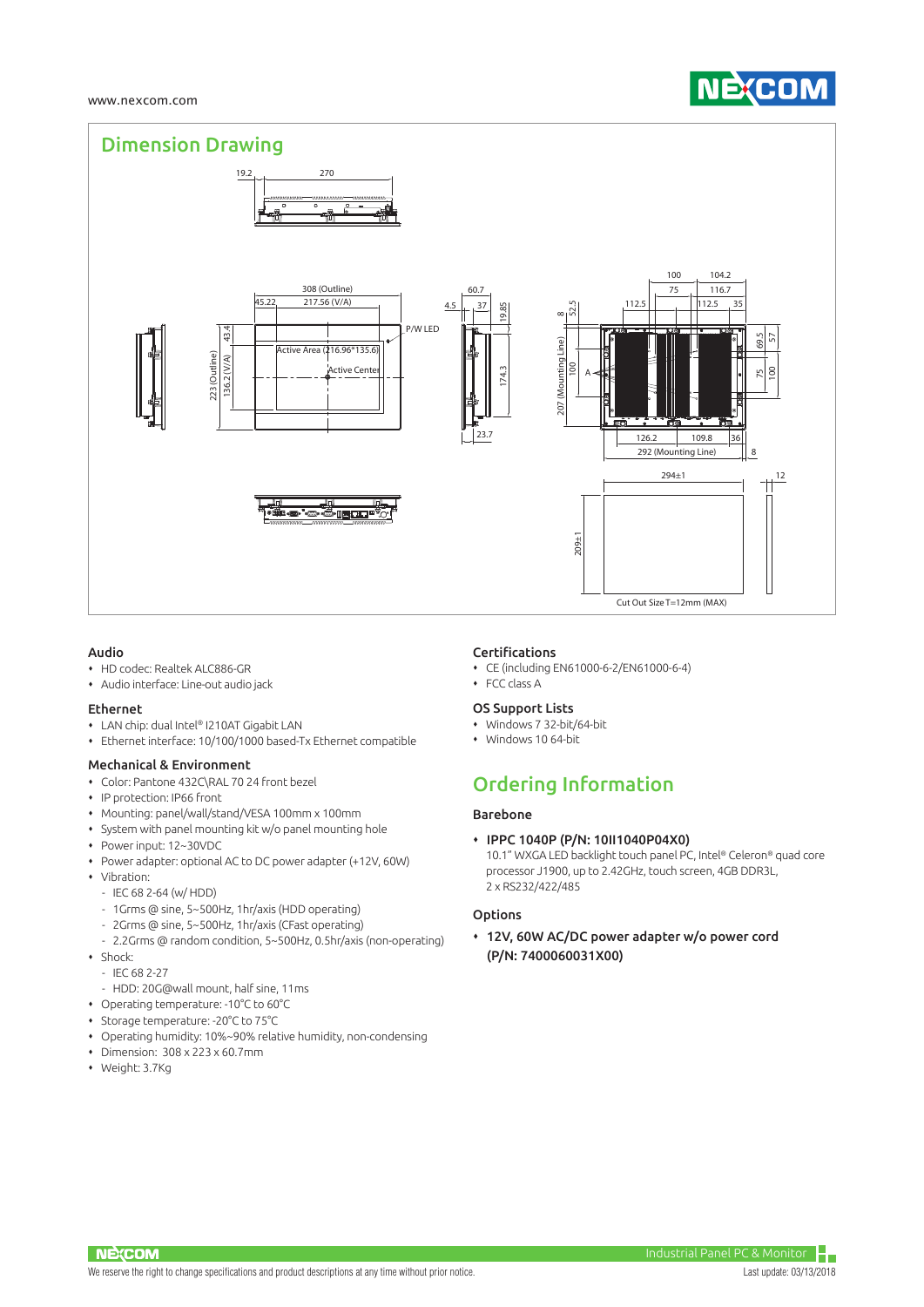## Dimension Drawing

19.2
270

308 (Outline)
45.22
217.56 (V/A)
43.4
223 (Outline)
136.2 (V/A)
Active Area (216.96*135.6)
Active Center
P/W LED

60.7
4.5
37
19.85
174.3
23.7

100
104.2
75
116.7
112.5
112.5
35
8
52.5
207 (Mounting Line)
100
A
69.5
57
75
100
126.2
109.8
36
292 (Mounting Line)
8

294±1
12
209±1
Cut Out Size T=12mm (MAX)

### Audio

- HD codec: Realtek ALC886-GR
- Audio interface: Line-out audio jack

### Ethernet

- LAN chip: dual Intel® I210AT Gigabit LAN
- Ethernet interface: 10/100/1000 based-Tx Ethernet compatible

### Mechanical & Environment

- Color: Pantone 432C\RAL 70 24 front bezel
- IP protection: IP66 front
- Mounting: panel/wall/stand/VESA 100mm x 100mm
- System with panel mounting kit w/o panel mounting hole
- Power input: 12~30VDC
- Power adapter: optional AC to DC power adapter (+12V, 60W)
- Vibration:
  - IEC 68 2-64 (w/ HDD)
  - 1Grms @ sine, 5~500Hz, 1hr/axis (HDD operating)
  - 2Grms @ sine, 5~500Hz, 1hr/axis (CFast operating)
  - 2.2Grms @ random condition, 5~500Hz, 0.5hr/axis (non-operating)
- Shock:
  - IEC 68 2-27
  - HDD: 20G@wall mount, half sine, 11ms
- Operating temperature: -10°C to 60°C
- Storage temperature: -20°C to 75°C
- Operating humidity: 10%~90% relative humidity, non-condensing
- Dimension: 308 x 223 x 60.7mm
- Weight: 3.7Kg

### Certifications

- CE (including EN61000-6-2/EN61000-6-4)
- FCC class A

### OS Support Lists

- Windows 7 32-bit/64-bit
- Windows 10 64-bit

## Ordering Information

### Barebone

- **IPPC 1040P (P/N: 10II1040P04X0)**
  10.1" WXGA LED backlight touch panel PC, Intel® Celeron® quad core processor J1900, up to 2.42GHz, touch screen, 4GB DDR3L, 2 x RS232/422/485

### Options

- **12V, 60W AC/DC power adapter w/o power cord (P/N: 7400060031X00)**